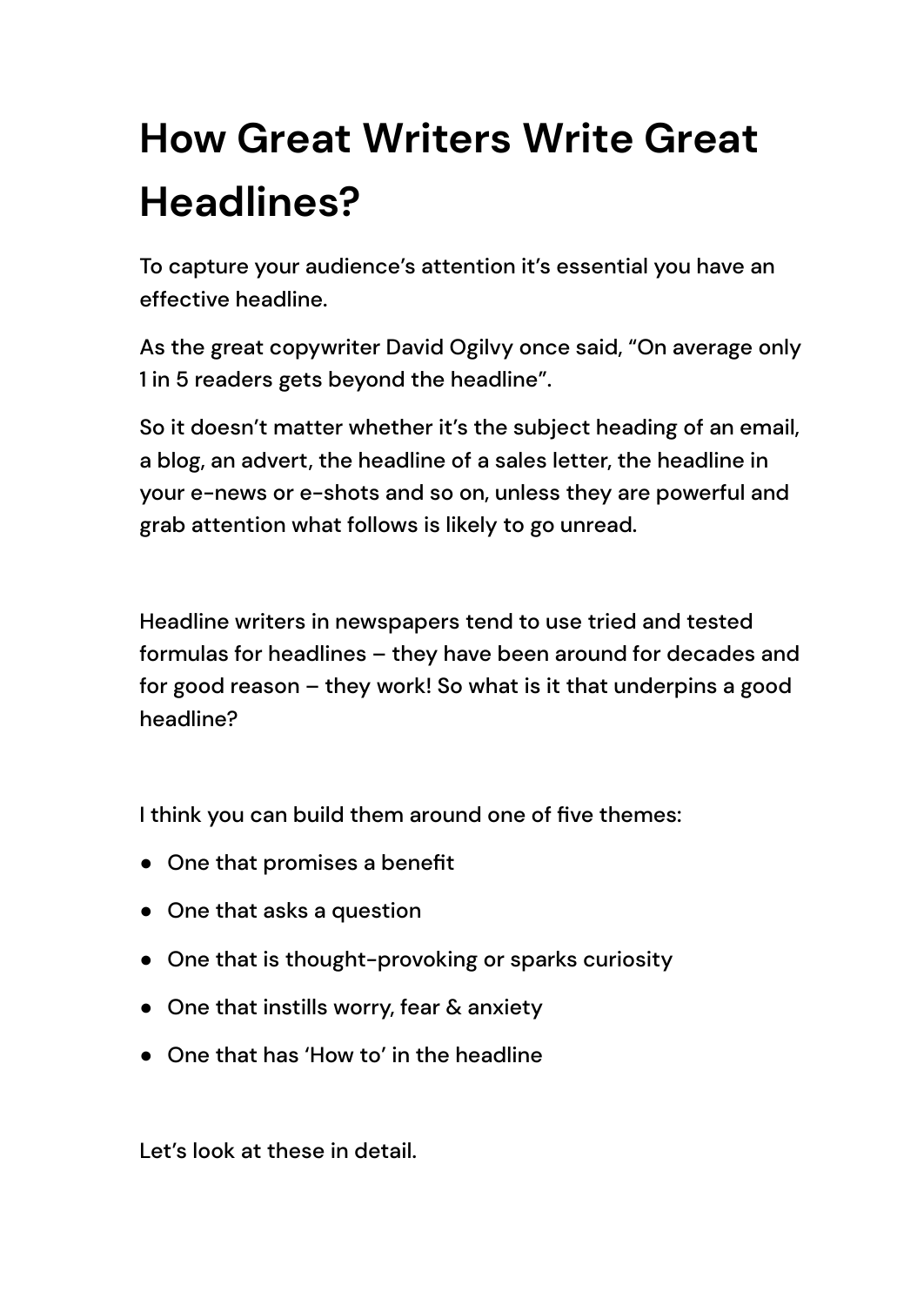# How Great Writers Write Great Headlines?

To capture your audience's attention it's essential you have an effective headline.

As the great copywriter David Ogilvy once said, "On average only 1 in 5 readers gets beyond the headline".

So it doesn't matter whether it's the subject heading of an email, a blog, an advert, the headline of a sales letter, the headline in your e-news or e-shots and so on, unless they are powerful and grab attention what follows is likely to go unread.

Headline writers in newspapers tend to use tried and tested formulas for headlines – they have been around for decades and for good reason – they work! So what is it that underpins a good headline?

I think you can build them around one of five themes:

- One that promises a benefit
- One that asks a question
- One that is thought-provoking or sparks curiosity
- One that instills worry, fear & anxiety
- One that has 'How to' in the headline

Let's look at these in detail.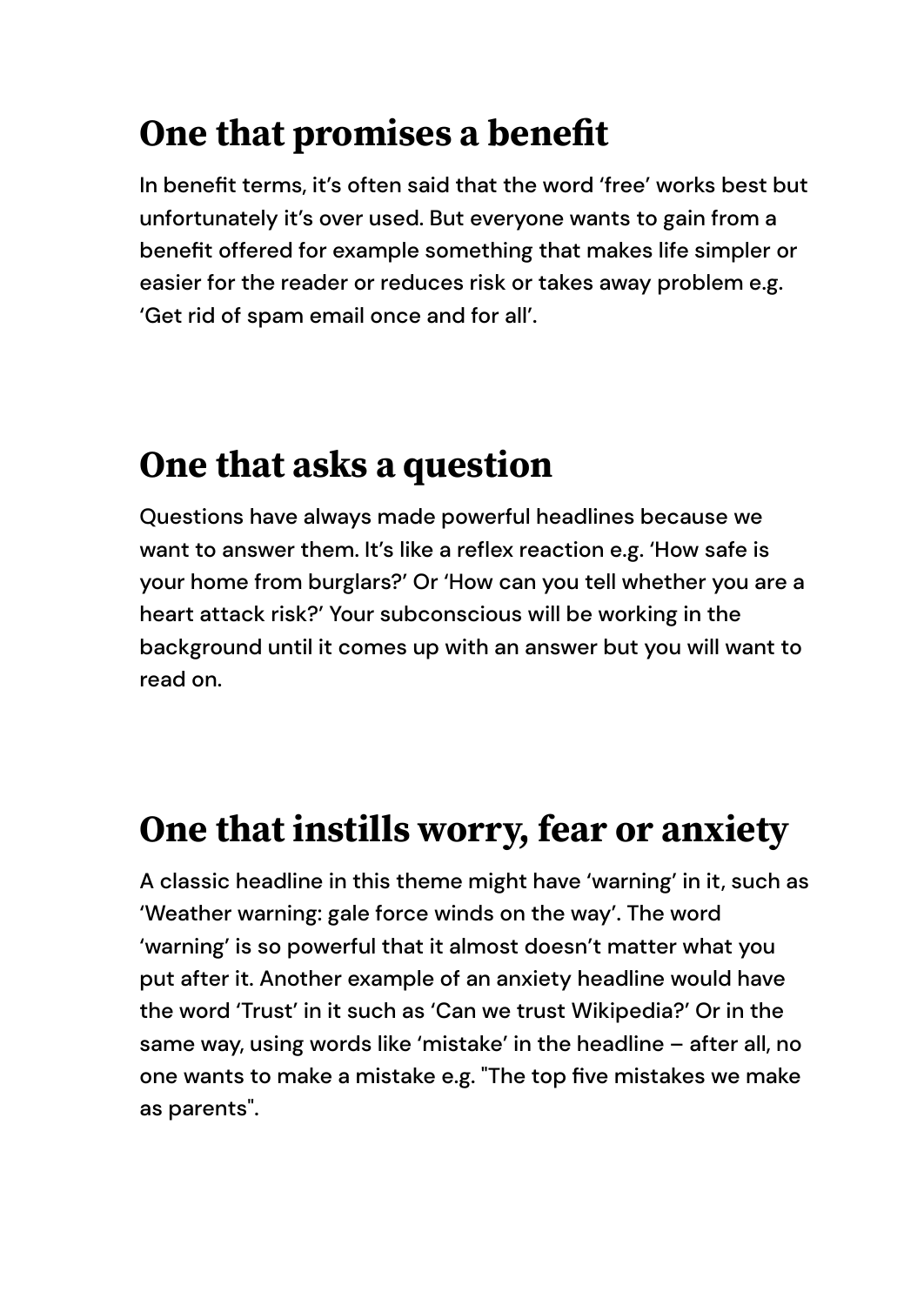## One that promises a benefit

In benefit terms, it's often said that the word 'free' works best but unfortunately it's over used. But everyone wants to gain from a benefit offered for example something that makes life simpler or easier for the reader or reduces risk or takes away problem e.g. 'Get rid of spam email once and for all'.

## One that asks a question

Questions have always made powerful headlines because we want to answer them. It's like a reflex reaction e.g. 'How safe is your home from burglars?' Or 'How can you tell whether you are a heart attack risk?' Your subconscious will be working in the background until it comes up with an answer but you will want to read on.

## One that instills worry, fear or anxiety

A classic headline in this theme might have 'warning' in it, such as 'Weather warning: gale force winds on the way'. The word 'warning' is so powerful that it almost doesn't matter what you put after it. Another example of an anxiety headline would have the word 'Trust' in it such as 'Can we trust Wikipedia?' Or in the same way, using words like 'mistake' in the headline – after all, no one wants to make a mistake e.g. "The top five mistakes we make as parents".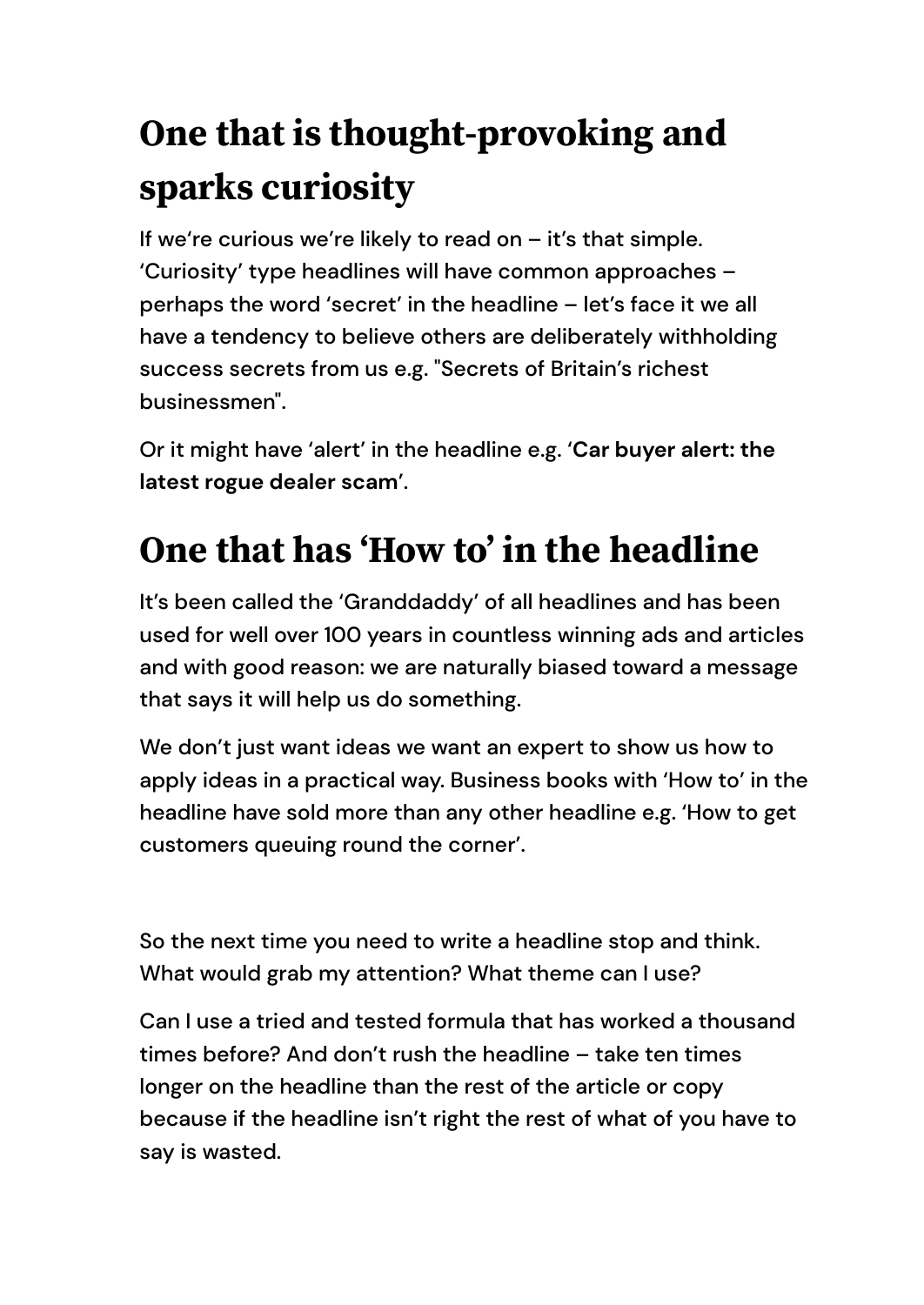## One that is thought-provoking and sparks curiosity

If we're curious we're likely to read on – it's that simple. 'Curiosity' type headlines will have common approaches – perhaps the word 'secret' in the headline – let's face it we all have a tendency to believe others are deliberately withholding success secrets from us e.g. "Secrets of Britain's richest businessmen".

Or it might have 'alert' in the headline e.g. '**Car buyer alert: the latest rogue dealer scam**'.

## One that has 'How to' in the headline

It's been called the 'Granddaddy' of all headlines and has been used for well over 100 years in countless winning ads and articles and with good reason: we are naturally biased toward a message that says it will help us do something.

We don't just want ideas we want an expert to show us how to apply ideas in a practical way. Business books with 'How to' in the headline have sold more than any other headline e.g. 'How to get customers queuing round the corner'.

So the next time you need to write a headline stop and think. What would grab my attention? What theme can I use?

Can I use a tried and tested formula that has worked a thousand times before? And don't rush the headline – take ten times longer on the headline than the rest of the article or copy because if the headline isn't right the rest of what of you have to say is wasted.